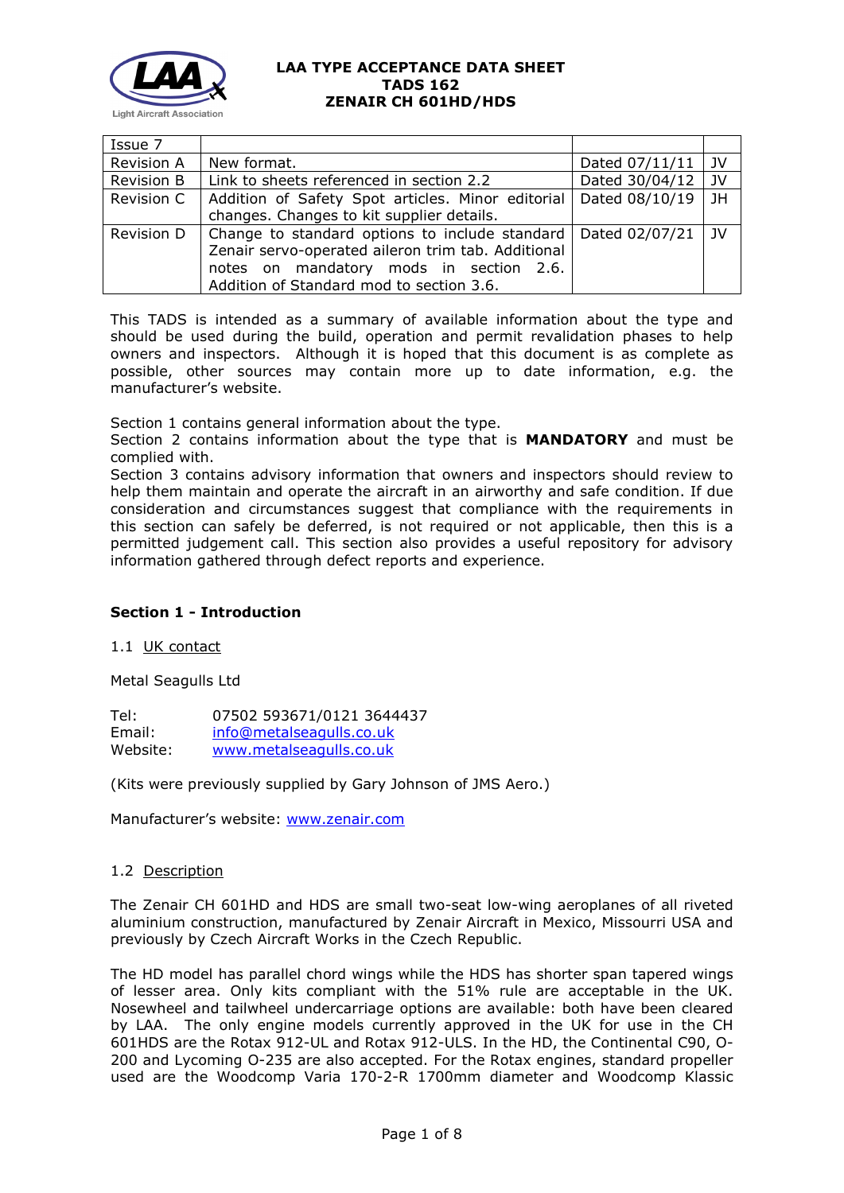# LAA TYPE ACCEPTANCE DATA SHEET
# TADS 162
# ZENAIR CH 601HD/HDS

| Issue 7 | | | |
|---|---|---|---|
| Revision A | New format. | Dated 07/11/11 | JV |
| Revision B | Link to sheets referenced in section 2.2 | Dated 30/04/12 | JV |
| Revision C | Addition of Safety Spot articles. Minor editorial changes. Changes to kit supplier details. | Dated 08/10/19 | JH |
| Revision D | Change to standard options to include standard Zenair servo-operated aileron trim tab. Additional notes on mandatory mods in section 2.6. Addition of Standard mod to section 3.6. | Dated 02/07/21 | JV |

This TADS is intended as a summary of available information about the type and should be used during the build, operation and permit revalidation phases to help owners and inspectors. Although it is hoped that this document is as complete as possible, other sources may contain more up to date information, e.g. the manufacturer's website.

Section 1 contains general information about the type.
Section 2 contains information about the type that is **MANDATORY** and must be complied with.
Section 3 contains advisory information that owners and inspectors should review to help them maintain and operate the aircraft in an airworthy and safe condition. If due consideration and circumstances suggest that compliance with the requirements in this section can safely be deferred, is not required or not applicable, then this is a permitted judgement call. This section also provides a useful repository for advisory information gathered through defect reports and experience.

## Section 1 - Introduction

1.1 UK contact

Metal Seagulls Ltd

Tel: 07502 593671/0121 3644437
Email: info@metalseagulls.co.uk
Website: www.metalseagulls.co.uk

(Kits were previously supplied by Gary Johnson of JMS Aero.)

Manufacturer's website: www.zenair.com

1.2 Description

The Zenair CH 601HD and HDS are small two-seat low-wing aeroplanes of all riveted aluminium construction, manufactured by Zenair Aircraft in Mexico, Missourri USA and previously by Czech Aircraft Works in the Czech Republic.

The HD model has parallel chord wings while the HDS has shorter span tapered wings of lesser area. Only kits compliant with the 51% rule are acceptable in the UK. Nosewheel and tailwheel undercarriage options are available: both have been cleared by LAA. The only engine models currently approved in the UK for use in the CH 601HDS are the Rotax 912-UL and Rotax 912-ULS. In the HD, the Continental C90, O-200 and Lycoming O-235 are also accepted. For the Rotax engines, standard propeller used are the Woodcomp Varia 170-2-R 1700mm diameter and Woodcomp Klassic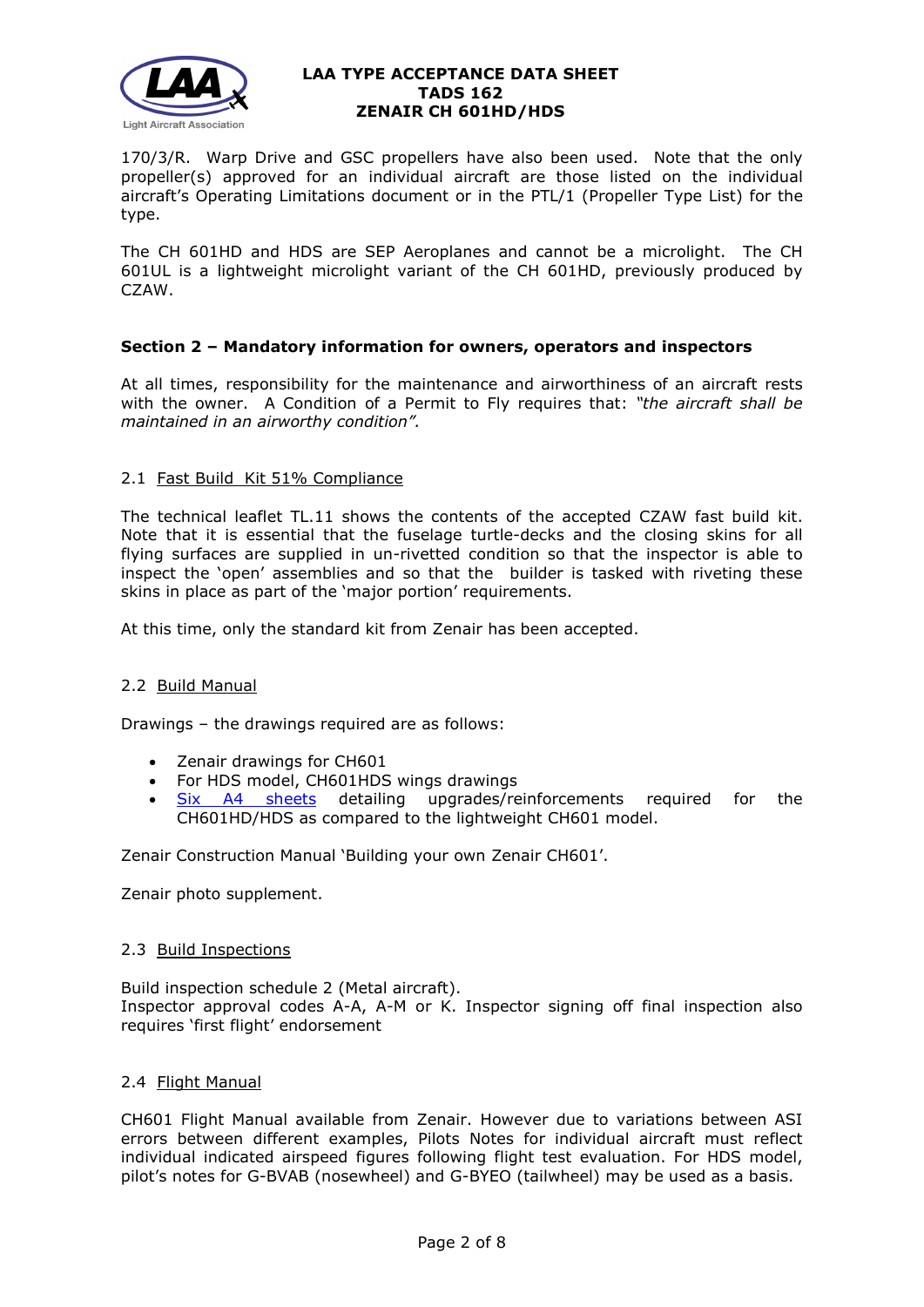170/3/R. Warp Drive and GSC propellers have also been used. Note that the only propeller(s) approved for an individual aircraft are those listed on the individual aircraft's Operating Limitations document or in the PTL/1 (Propeller Type List) for the type.

The CH 601HD and HDS are SEP Aeroplanes and cannot be a microlight. The CH 601UL is a lightweight microlight variant of the CH 601HD, previously produced by CZAW.

## Section 2 – Mandatory information for owners, operators and inspectors

At all times, responsibility for the maintenance and airworthiness of an aircraft rests with the owner. A Condition of a Permit to Fly requires that: *"the aircraft shall be maintained in an airworthy condition".*

### 2.1 Fast Build Kit 51% Compliance

The technical leaflet TL.11 shows the contents of the accepted CZAW fast build kit. Note that it is essential that the fuselage turtle-decks and the closing skins for all flying surfaces are supplied in un-rivetted condition so that the inspector is able to inspect the 'open' assemblies and so that the builder is tasked with riveting these skins in place as part of the 'major portion' requirements.

At this time, only the standard kit from Zenair has been accepted.

### 2.2 Build Manual

Drawings – the drawings required are as follows:

- Zenair drawings for CH601
- For HDS model, CH601HDS wings drawings
- Six A4 sheets detailing upgrades/reinforcements required for the CH601HD/HDS as compared to the lightweight CH601 model.

Zenair Construction Manual 'Building your own Zenair CH601'.

Zenair photo supplement.

### 2.3 Build Inspections

Build inspection schedule 2 (Metal aircraft).
Inspector approval codes A-A, A-M or K. Inspector signing off final inspection also requires 'first flight' endorsement

### 2.4 Flight Manual

CH601 Flight Manual available from Zenair. However due to variations between ASI errors between different examples, Pilots Notes for individual aircraft must reflect individual indicated airspeed figures following flight test evaluation. For HDS model, pilot's notes for G-BVAB (nosewheel) and G-BYEO (tailwheel) may be used as a basis.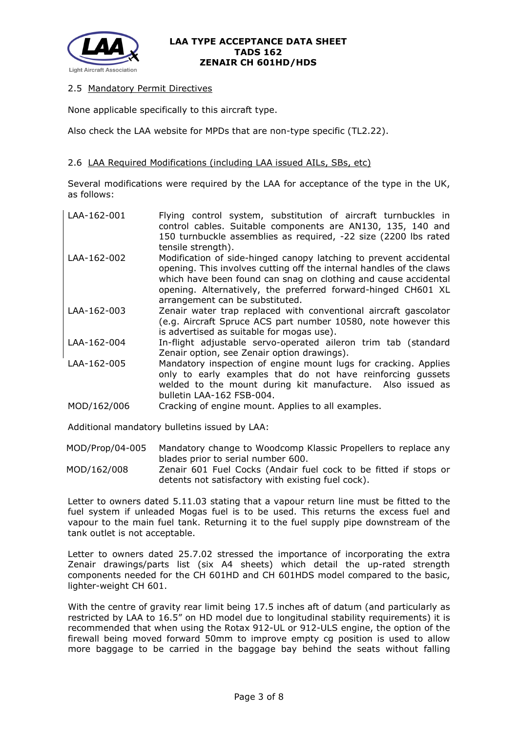### 2.5 Mandatory Permit Directives

None applicable specifically to this aircraft type.

Also check the LAA website for MPDs that are non-type specific (TL2.22).

### 2.6 LAA Required Modifications (including LAA issued AILs, SBs, etc)

Several modifications were required by the LAA for acceptance of the type in the UK, as follows:

| | |
|---|---|
| LAA-162-001 | Flying control system, substitution of aircraft turnbuckles in control cables. Suitable components are AN130, 135, 140 and 150 turnbuckle assemblies as required, -22 size (2200 lbs rated tensile strength). |
| LAA-162-002 | Modification of side-hinged canopy latching to prevent accidental opening. This involves cutting off the internal handles of the claws which have been found can snag on clothing and cause accidental opening. Alternatively, the preferred forward-hinged CH601 XL arrangement can be substituted. |
| LAA-162-003 | Zenair water trap replaced with conventional aircraft gascolator (e.g. Aircraft Spruce ACS part number 10580, note however this is advertised as suitable for mogas use). |
| LAA-162-004 | In-flight adjustable servo-operated aileron trim tab (standard Zenair option, see Zenair option drawings). |
| LAA-162-005 | Mandatory inspection of engine mount lugs for cracking. Applies only to early examples that do not have reinforcing gussets welded to the mount during kit manufacture. Also issued as bulletin LAA-162 FSB-004. |
| MOD/162/006 | Cracking of engine mount. Applies to all examples. |

Additional mandatory bulletins issued by LAA:

| | |
|---|---|
| MOD/Prop/04-005 | Mandatory change to Woodcomp Klassic Propellers to replace any blades prior to serial number 600. |
| MOD/162/008 | Zenair 601 Fuel Cocks (Andair fuel cock to be fitted if stops or detents not satisfactory with existing fuel cock). |

Letter to owners dated 5.11.03 stating that a vapour return line must be fitted to the fuel system if unleaded Mogas fuel is to be used. This returns the excess fuel and vapour to the main fuel tank. Returning it to the fuel supply pipe downstream of the tank outlet is not acceptable.

Letter to owners dated 25.7.02 stressed the importance of incorporating the extra Zenair drawings/parts list (six A4 sheets) which detail the up-rated strength components needed for the CH 601HD and CH 601HDS model compared to the basic, lighter-weight CH 601.

With the centre of gravity rear limit being 17.5 inches aft of datum (and particularly as restricted by LAA to 16.5" on HD model due to longitudinal stability requirements) it is recommended that when using the Rotax 912-UL or 912-ULS engine, the option of the firewall being moved forward 50mm to improve empty cg position is used to allow more baggage to be carried in the baggage bay behind the seats without falling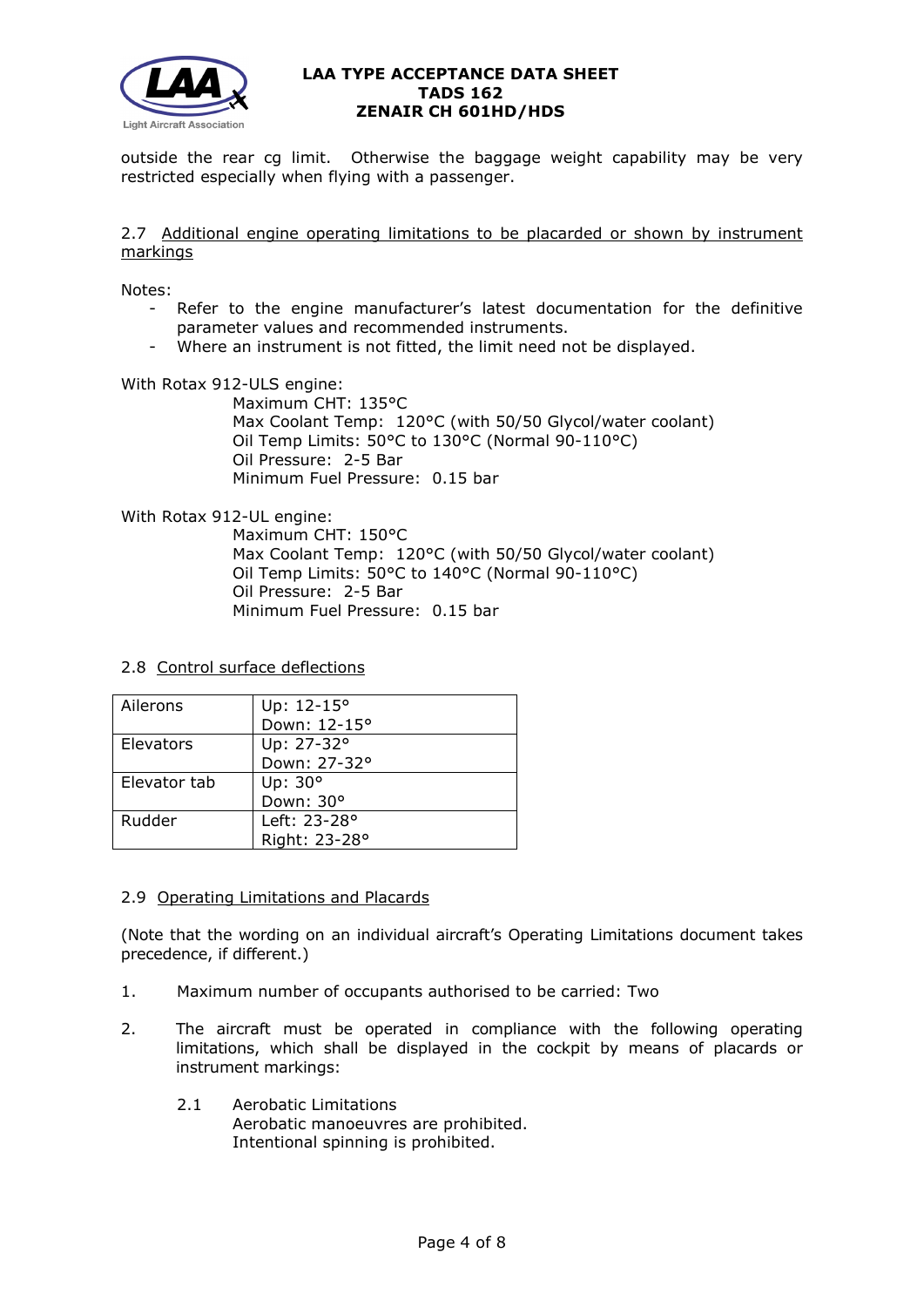outside the rear cg limit. Otherwise the baggage weight capability may be very restricted especially when flying with a passenger.

### 2.7 Additional engine operating limitations to be placarded or shown by instrument markings

Notes:

- Refer to the engine manufacturer's latest documentation for the definitive parameter values and recommended instruments.
- Where an instrument is not fitted, the limit need not be displayed.

With Rotax 912-ULS engine:

Maximum CHT: 135°C
Max Coolant Temp: 120°C (with 50/50 Glycol/water coolant)
Oil Temp Limits: 50°C to 130°C (Normal 90-110°C)
Oil Pressure: 2-5 Bar
Minimum Fuel Pressure: 0.15 bar

With Rotax 912-UL engine:

Maximum CHT: 150°C
Max Coolant Temp: 120°C (with 50/50 Glycol/water coolant)
Oil Temp Limits: 50°C to 140°C (Normal 90-110°C)
Oil Pressure: 2-5 Bar
Minimum Fuel Pressure: 0.15 bar

### 2.8 Control surface deflections

| | |
|---|---|
| Ailerons | Up: 12-15°<br>Down: 12-15° |
| Elevators | Up: 27-32°<br>Down: 27-32° |
| Elevator tab | Up: 30°<br>Down: 30° |
| Rudder | Left: 23-28°<br>Right: 23-28° |

### 2.9 Operating Limitations and Placards

(Note that the wording on an individual aircraft's Operating Limitations document takes precedence, if different.)

1. Maximum number of occupants authorised to be carried: Two

2. The aircraft must be operated in compliance with the following operating limitations, which shall be displayed in the cockpit by means of placards or instrument markings:

   2.1 Aerobatic Limitations
   Aerobatic manoeuvres are prohibited.
   Intentional spinning is prohibited.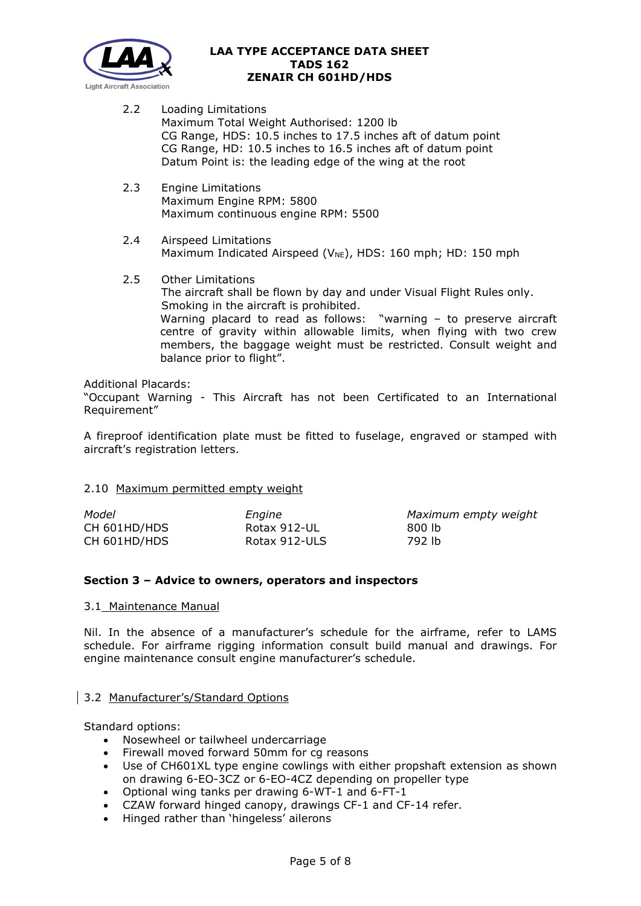2.2 Loading Limitations
Maximum Total Weight Authorised: 1200 lb
CG Range, HDS: 10.5 inches to 17.5 inches aft of datum point
CG Range, HD: 10.5 inches to 16.5 inches aft of datum point
Datum Point is: the leading edge of the wing at the root

2.3 Engine Limitations
Maximum Engine RPM: 5800
Maximum continuous engine RPM: 5500

2.4 Airspeed Limitations
Maximum Indicated Airspeed ($V_{NE}$), HDS: 160 mph; HD: 150 mph

2.5 Other Limitations
The aircraft shall be flown by day and under Visual Flight Rules only.
Smoking in the aircraft is prohibited.
Warning placard to read as follows: "warning – to preserve aircraft centre of gravity within allowable limits, when flying with two crew members, the baggage weight must be restricted. Consult weight and balance prior to flight".

Additional Placards:
"Occupant Warning - This Aircraft has not been Certificated to an International Requirement"

A fireproof identification plate must be fitted to fuselage, engraved or stamped with aircraft's registration letters.

2.10 Maximum permitted empty weight

| *Model* | *Engine* | *Maximum empty weight* |
|---|---|---|
| CH 601HD/HDS | Rotax 912-UL | 800 lb |
| CH 601HD/HDS | Rotax 912-ULS | 792 lb |

## Section 3 – Advice to owners, operators and inspectors

3.1 Maintenance Manual

Nil. In the absence of a manufacturer's schedule for the airframe, refer to LAMS schedule. For airframe rigging information consult build manual and drawings. For engine maintenance consult engine manufacturer's schedule.

3.2 Manufacturer's/Standard Options

Standard options:

- Nosewheel or tailwheel undercarriage
- Firewall moved forward 50mm for cg reasons
- Use of CH601XL type engine cowlings with either propshaft extension as shown on drawing 6-EO-3CZ or 6-EO-4CZ depending on propeller type
- Optional wing tanks per drawing 6-WT-1 and 6-FT-1
- CZAW forward hinged canopy, drawings CF-1 and CF-14 refer.
- Hinged rather than 'hingeless' ailerons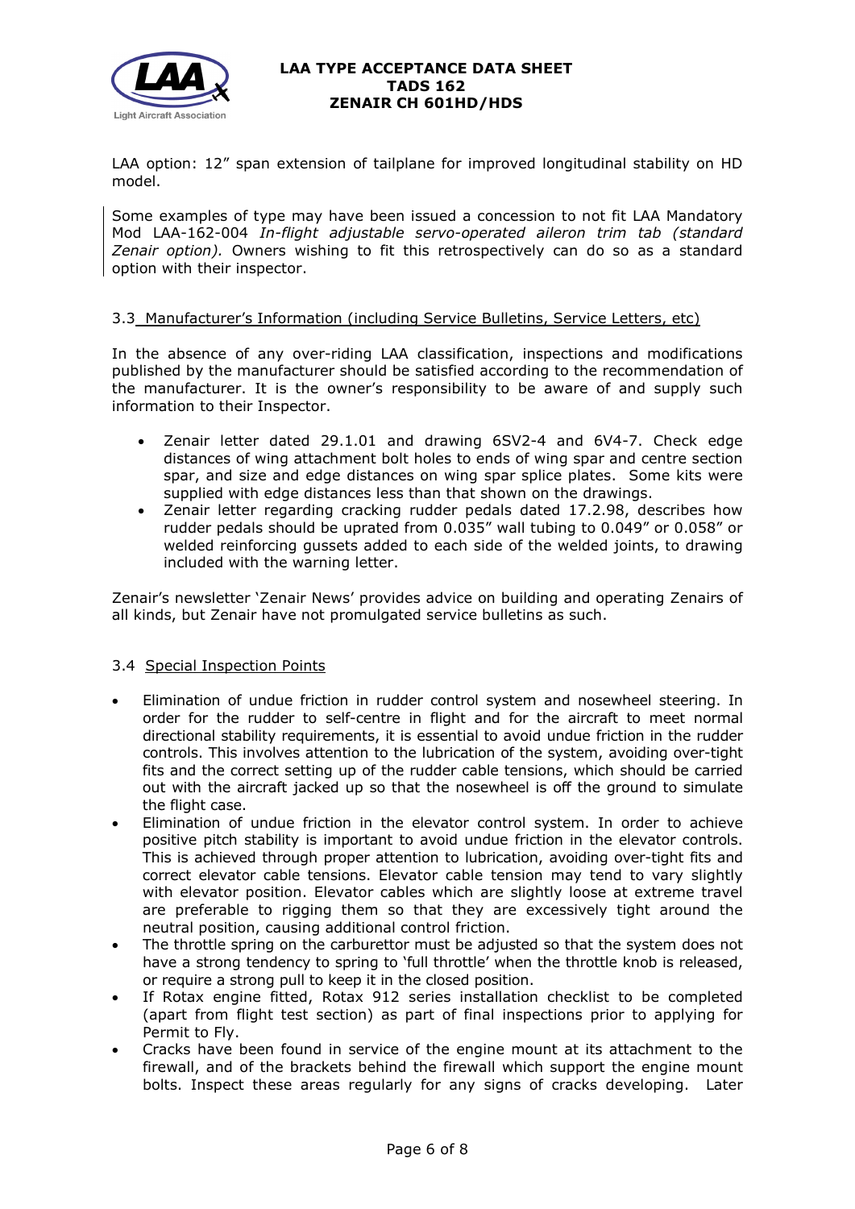LAA option: 12" span extension of tailplane for improved longitudinal stability on HD model.

Some examples of type may have been issued a concession to not fit LAA Mandatory Mod LAA-162-004 *In-flight adjustable servo-operated aileron trim tab (standard Zenair option).* Owners wishing to fit this retrospectively can do so as a standard option with their inspector.

### 3.3 Manufacturer's Information (including Service Bulletins, Service Letters, etc)

In the absence of any over-riding LAA classification, inspections and modifications published by the manufacturer should be satisfied according to the recommendation of the manufacturer. It is the owner's responsibility to be aware of and supply such information to their Inspector.

- Zenair letter dated 29.1.01 and drawing 6SV2-4 and 6V4-7. Check edge distances of wing attachment bolt holes to ends of wing spar and centre section spar, and size and edge distances on wing spar splice plates. Some kits were supplied with edge distances less than that shown on the drawings.
- Zenair letter regarding cracking rudder pedals dated 17.2.98, describes how rudder pedals should be uprated from 0.035" wall tubing to 0.049" or 0.058" or welded reinforcing gussets added to each side of the welded joints, to drawing included with the warning letter.

Zenair's newsletter 'Zenair News' provides advice on building and operating Zenairs of all kinds, but Zenair have not promulgated service bulletins as such.

### 3.4 Special Inspection Points

- Elimination of undue friction in rudder control system and nosewheel steering. In order for the rudder to self-centre in flight and for the aircraft to meet normal directional stability requirements, it is essential to avoid undue friction in the rudder controls. This involves attention to the lubrication of the system, avoiding over-tight fits and the correct setting up of the rudder cable tensions, which should be carried out with the aircraft jacked up so that the nosewheel is off the ground to simulate the flight case.
- Elimination of undue friction in the elevator control system. In order to achieve positive pitch stability is important to avoid undue friction in the elevator controls. This is achieved through proper attention to lubrication, avoiding over-tight fits and correct elevator cable tensions. Elevator cable tension may tend to vary slightly with elevator position. Elevator cables which are slightly loose at extreme travel are preferable to rigging them so that they are excessively tight around the neutral position, causing additional control friction.
- The throttle spring on the carburettor must be adjusted so that the system does not have a strong tendency to spring to 'full throttle' when the throttle knob is released, or require a strong pull to keep it in the closed position.
- If Rotax engine fitted, Rotax 912 series installation checklist to be completed (apart from flight test section) as part of final inspections prior to applying for Permit to Fly.
- Cracks have been found in service of the engine mount at its attachment to the firewall, and of the brackets behind the firewall which support the engine mount bolts. Inspect these areas regularly for any signs of cracks developing. Later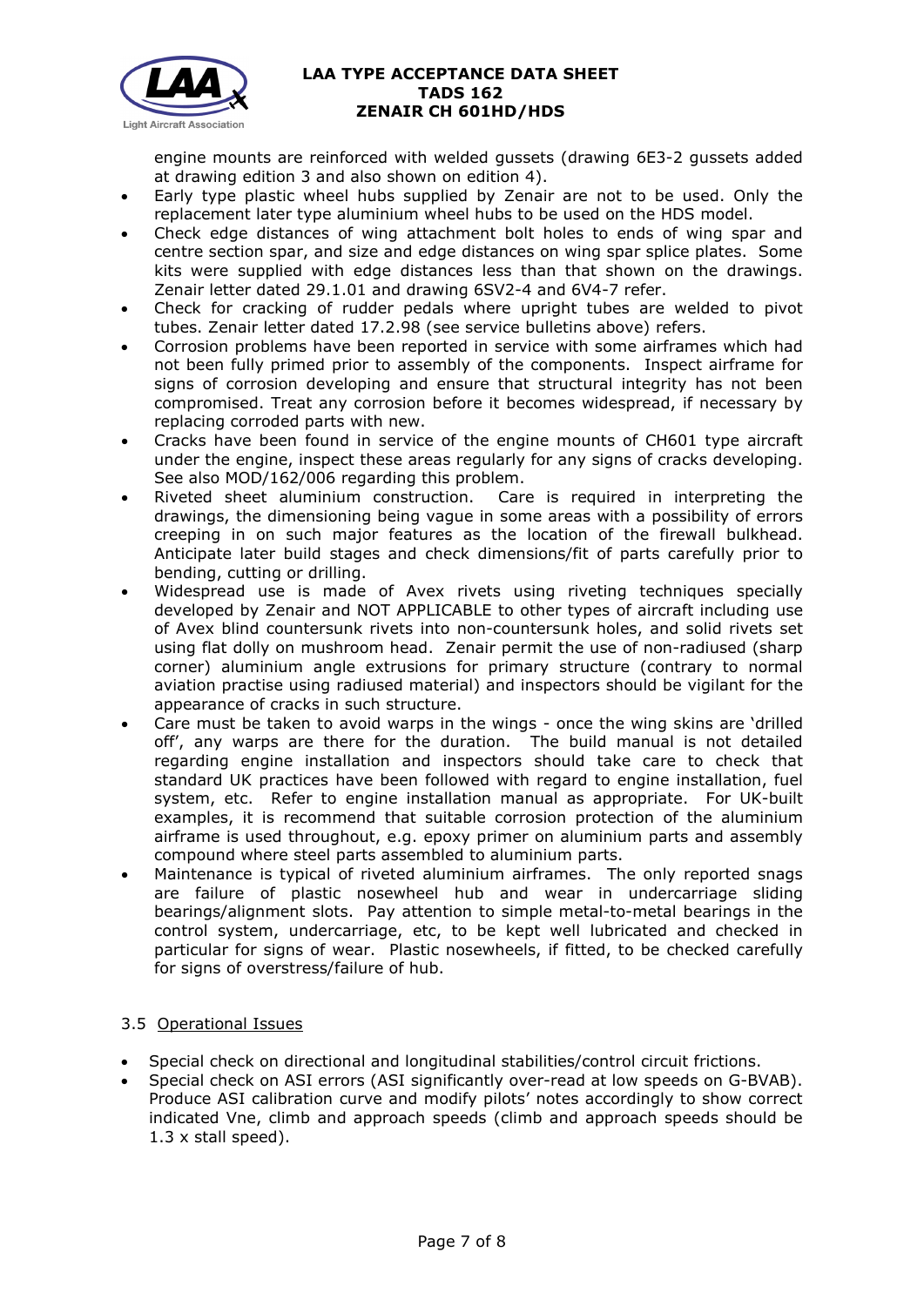engine mounts are reinforced with welded gussets (drawing 6E3-2 gussets added at drawing edition 3 and also shown on edition 4).

- Early type plastic wheel hubs supplied by Zenair are not to be used. Only the replacement later type aluminium wheel hubs to be used on the HDS model.
- Check edge distances of wing attachment bolt holes to ends of wing spar and centre section spar, and size and edge distances on wing spar splice plates. Some kits were supplied with edge distances less than that shown on the drawings. Zenair letter dated 29.1.01 and drawing 6SV2-4 and 6V4-7 refer.
- Check for cracking of rudder pedals where upright tubes are welded to pivot tubes. Zenair letter dated 17.2.98 (see service bulletins above) refers.
- Corrosion problems have been reported in service with some airframes which had not been fully primed prior to assembly of the components. Inspect airframe for signs of corrosion developing and ensure that structural integrity has not been compromised. Treat any corrosion before it becomes widespread, if necessary by replacing corroded parts with new.
- Cracks have been found in service of the engine mounts of CH601 type aircraft under the engine, inspect these areas regularly for any signs of cracks developing. See also MOD/162/006 regarding this problem.
- Riveted sheet aluminium construction. Care is required in interpreting the drawings, the dimensioning being vague in some areas with a possibility of errors creeping in on such major features as the location of the firewall bulkhead. Anticipate later build stages and check dimensions/fit of parts carefully prior to bending, cutting or drilling.
- Widespread use is made of Avex rivets using riveting techniques specially developed by Zenair and NOT APPLICABLE to other types of aircraft including use of Avex blind countersunk rivets into non-countersunk holes, and solid rivets set using flat dolly on mushroom head. Zenair permit the use of non-radiused (sharp corner) aluminium angle extrusions for primary structure (contrary to normal aviation practise using radiused material) and inspectors should be vigilant for the appearance of cracks in such structure.
- Care must be taken to avoid warps in the wings - once the wing skins are 'drilled off', any warps are there for the duration. The build manual is not detailed regarding engine installation and inspectors should take care to check that standard UK practices have been followed with regard to engine installation, fuel system, etc. Refer to engine installation manual as appropriate. For UK-built examples, it is recommend that suitable corrosion protection of the aluminium airframe is used throughout, e.g. epoxy primer on aluminium parts and assembly compound where steel parts assembled to aluminium parts.
- Maintenance is typical of riveted aluminium airframes. The only reported snags are failure of plastic nosewheel hub and wear in undercarriage sliding bearings/alignment slots. Pay attention to simple metal-to-metal bearings in the control system, undercarriage, etc, to be kept well lubricated and checked in particular for signs of wear. Plastic nosewheels, if fitted, to be checked carefully for signs of overstress/failure of hub.

### 3.5 Operational Issues

- Special check on directional and longitudinal stabilities/control circuit frictions.
- Special check on ASI errors (ASI significantly over-read at low speeds on G-BVAB). Produce ASI calibration curve and modify pilots' notes accordingly to show correct indicated Vne, climb and approach speeds (climb and approach speeds should be 1.3 x stall speed).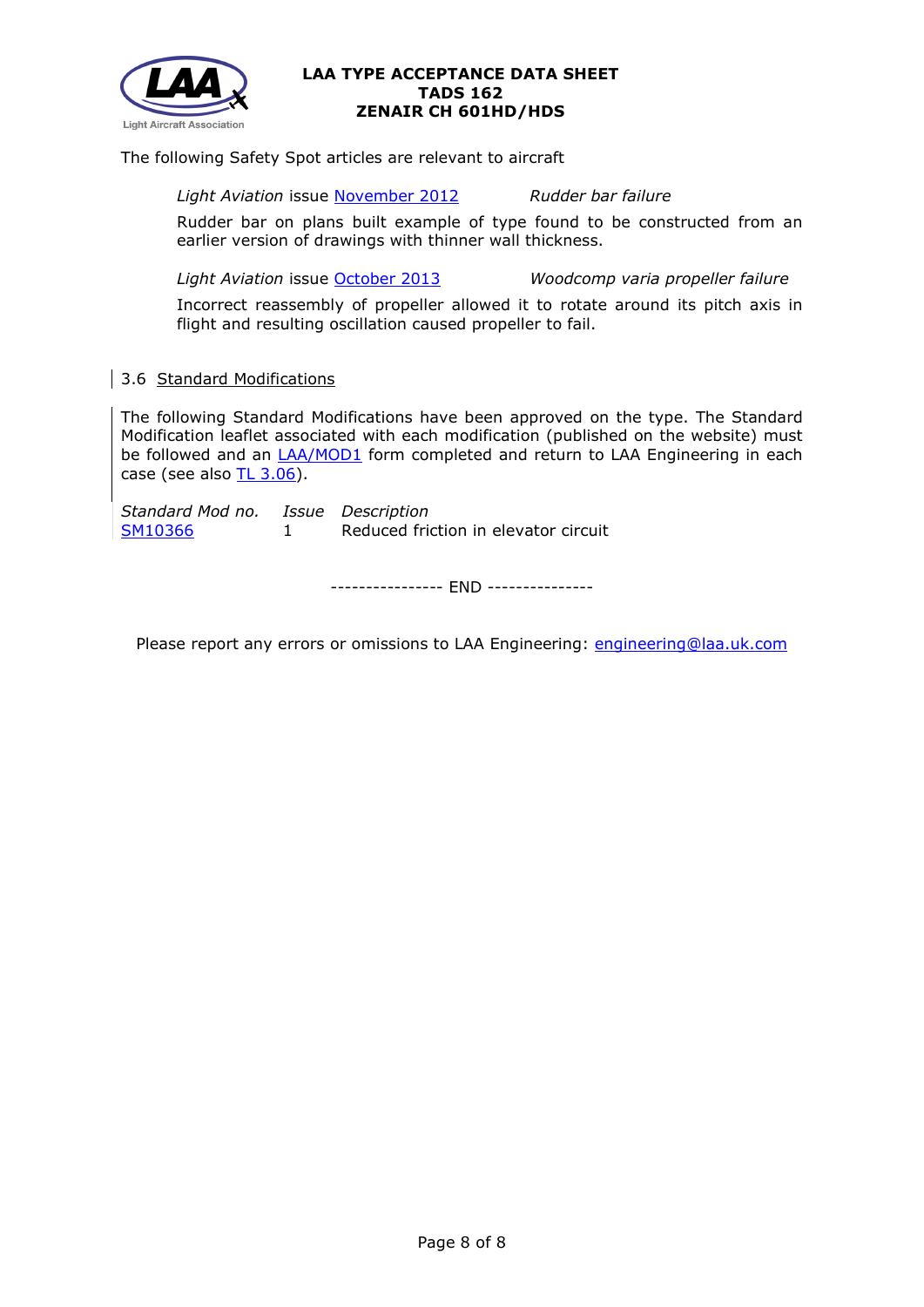The following Safety Spot articles are relevant to aircraft

*Light Aviation* issue November 2012 *Rudder bar failure*

Rudder bar on plans built example of type found to be constructed from an earlier version of drawings with thinner wall thickness.

*Light Aviation* issue October 2013 *Woodcomp varia propeller failure*

Incorrect reassembly of propeller allowed it to rotate around its pitch axis in flight and resulting oscillation caused propeller to fail.

## 3.6 Standard Modifications

The following Standard Modifications have been approved on the type. The Standard Modification leaflet associated with each modification (published on the website) must be followed and an LAA/MOD1 form completed and return to LAA Engineering in each case (see also TL 3.06).

| *Standard Mod no.* | *Issue* | *Description* |
|---|---|---|
| SM10366 | 1 | Reduced friction in elevator circuit |

---------------- END ---------------

Please report any errors or omissions to LAA Engineering: engineering@laa.uk.com